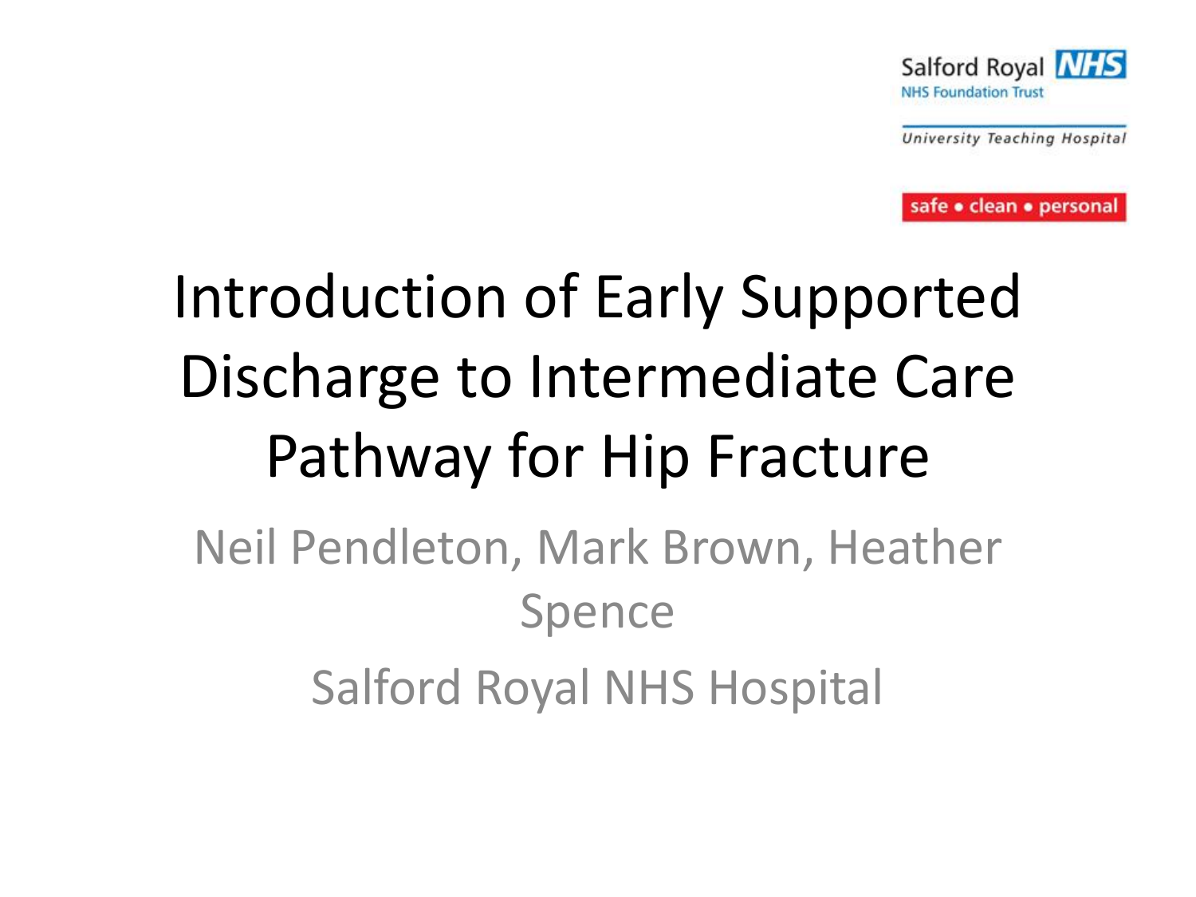Salford Royal NHS
NHS Foundation Trust

University Teaching Hospital

safe • clean • personal

# Introduction of Early Supported Discharge to Intermediate Care Pathway for Hip Fracture

Neil Pendleton, Mark Brown, Heather Spence

Salford Royal NHS Hospital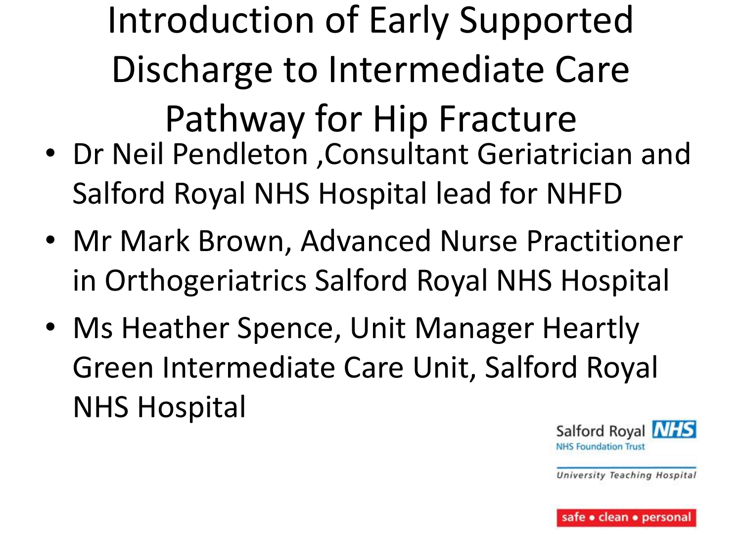# Introduction of Early Supported Discharge to Intermediate Care Pathway for Hip Fracture

- Dr Neil Pendleton ,Consultant Geriatrician and Salford Royal NHS Hospital lead for NHFD
- Mr Mark Brown, Advanced Nurse Practitioner in Orthogeriatrics Salford Royal NHS Hospital
- Ms Heather Spence, Unit Manager Heartly Green Intermediate Care Unit, Salford Royal NHS Hospital

Salford Royal NHS
NHS Foundation Trust

University Teaching Hospital

safe • clean • personal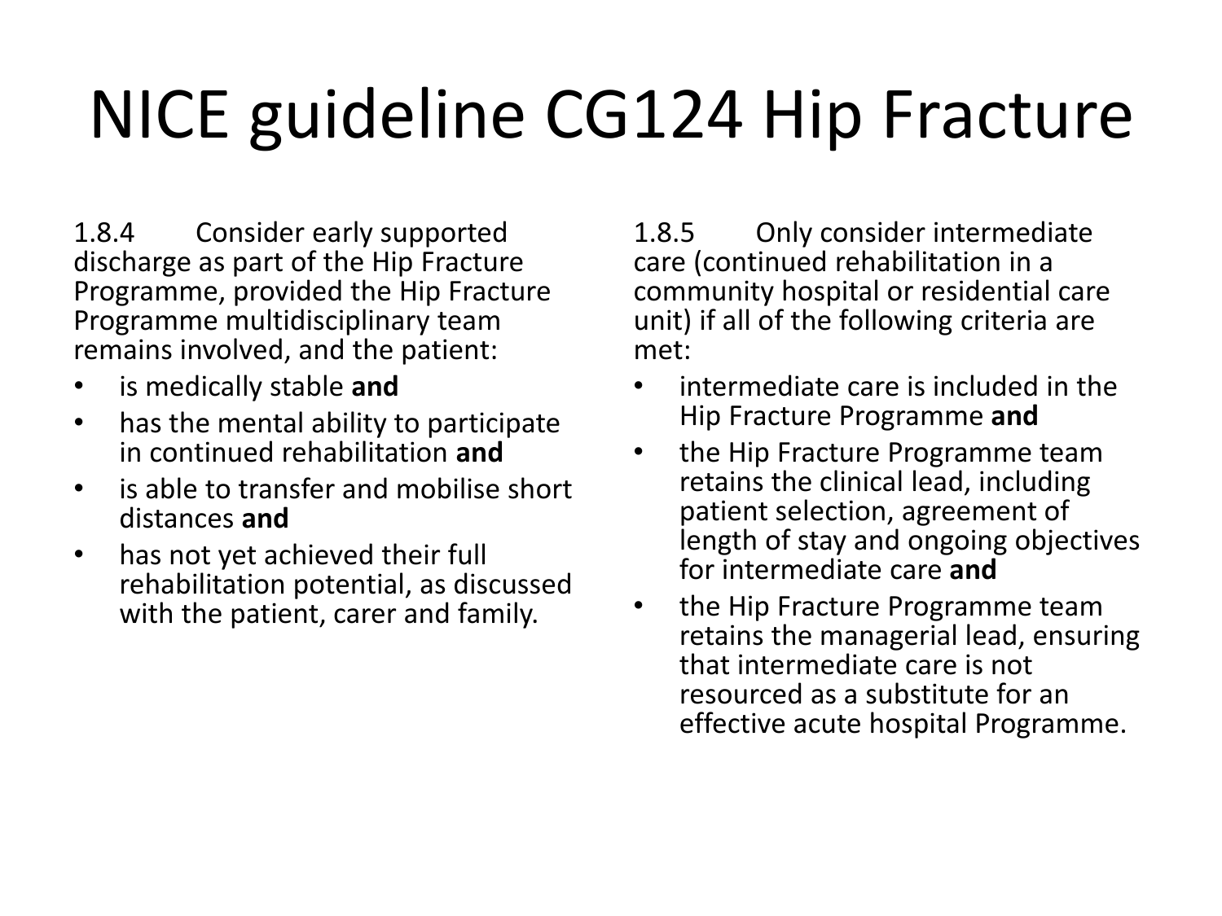# NICE guideline CG124 Hip Fracture

1.8.4 Consider early supported discharge as part of the Hip Fracture Programme, provided the Hip Fracture Programme multidisciplinary team remains involved, and the patient:

- is medically stable **and**
- has the mental ability to participate in continued rehabilitation **and**
- is able to transfer and mobilise short distances **and**
- has not yet achieved their full rehabilitation potential, as discussed with the patient, carer and family.

1.8.5 Only consider intermediate care (continued rehabilitation in a community hospital or residential care unit) if all of the following criteria are met:

- intermediate care is included in the Hip Fracture Programme **and**
- the Hip Fracture Programme team retains the clinical lead, including patient selection, agreement of length of stay and ongoing objectives for intermediate care **and**
- the Hip Fracture Programme team retains the managerial lead, ensuring that intermediate care is not resourced as a substitute for an effective acute hospital Programme.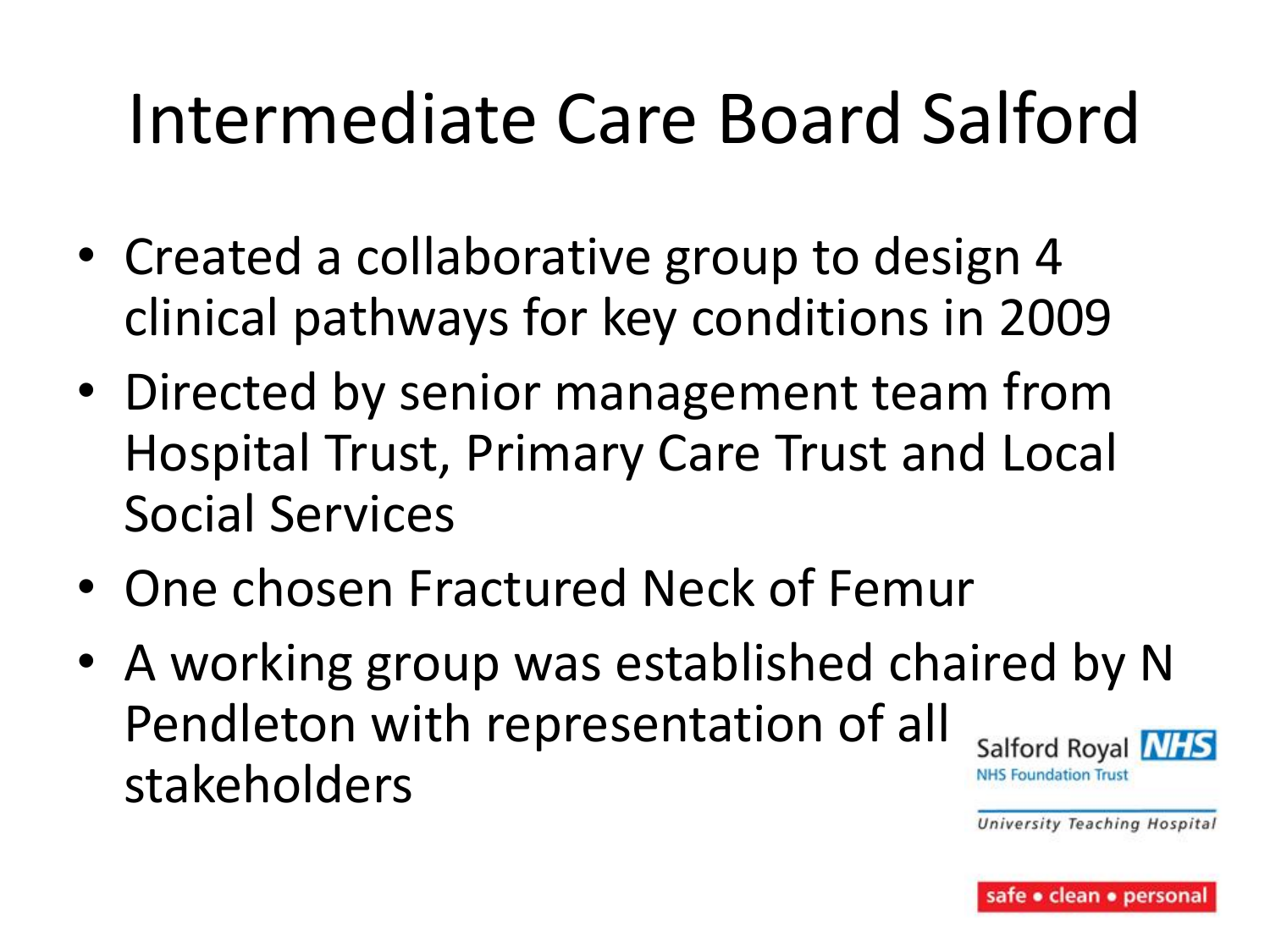# Intermediate Care Board Salford

- Created a collaborative group to design 4 clinical pathways for key conditions in 2009
- Directed by senior management team from Hospital Trust, Primary Care Trust and Local Social Services
- One chosen Fractured Neck of Femur
- A working group was established chaired by N Pendleton with representation of all stakeholders

Salford Royal NHS
NHS Foundation Trust
University Teaching Hospital
safe • clean • personal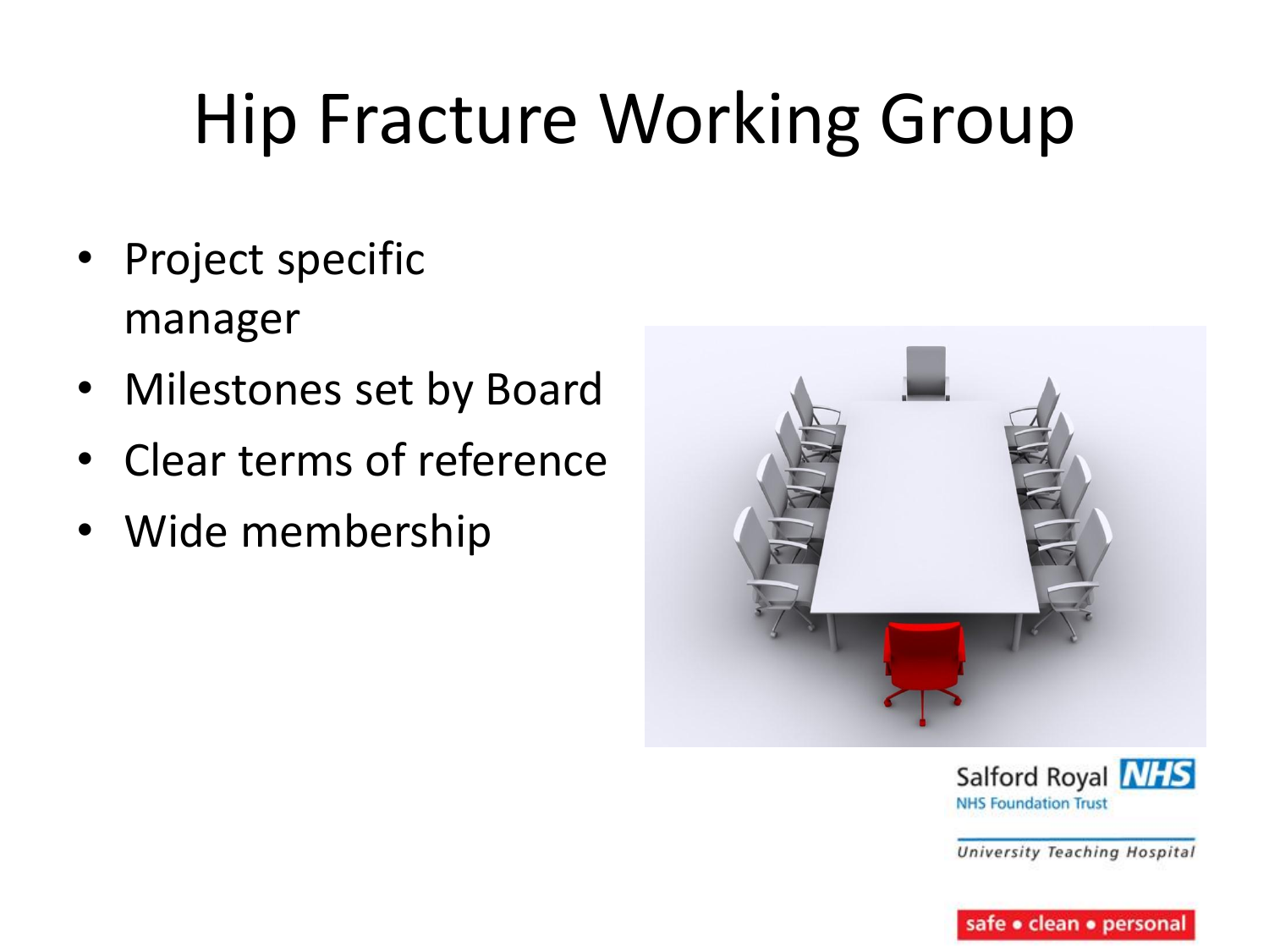# Hip Fracture Working Group

- Project specific manager
- Milestones set by Board
- Clear terms of reference
- Wide membership

Salford Royal NHS
NHS Foundation Trust

University Teaching Hospital

safe • clean • personal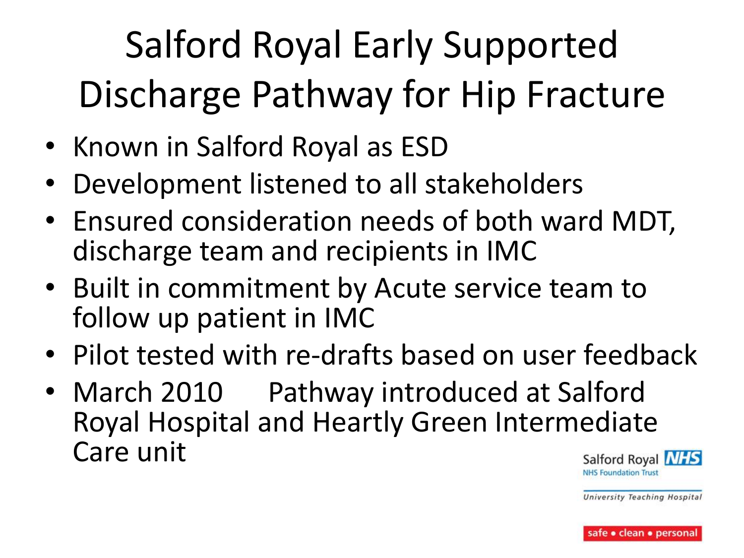# Salford Royal Early Supported Discharge Pathway for Hip Fracture

- Known in Salford Royal as ESD
- Development listened to all stakeholders
- Ensured consideration needs of both ward MDT, discharge team and recipients in IMC
- Built in commitment by Acute service team to follow up patient in IMC
- Pilot tested with re-drafts based on user feedback
- March 2010 Pathway introduced at Salford Royal Hospital and Heartly Green Intermediate Care unit

Salford Royal NHS
NHS Foundation Trust
University Teaching Hospital
safe • clean • personal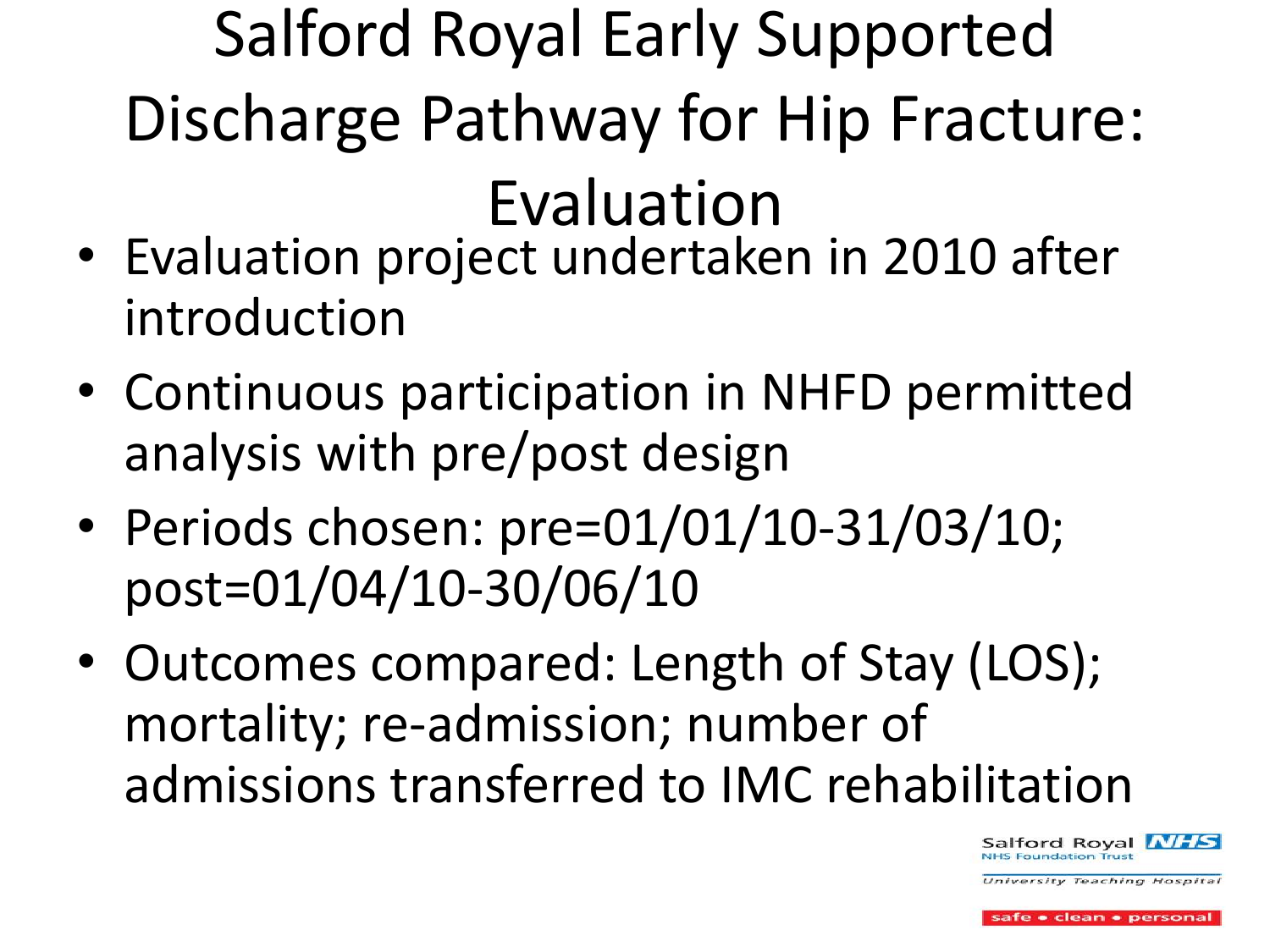# Salford Royal Early Supported Discharge Pathway for Hip Fracture: Evaluation

- Evaluation project undertaken in 2010 after introduction
- Continuous participation in NHFD permitted analysis with pre/post design
- Periods chosen: pre=01/01/10-31/03/10; post=01/04/10-30/06/10
- Outcomes compared: Length of Stay (LOS); mortality; re-admission; number of admissions transferred to IMC rehabilitation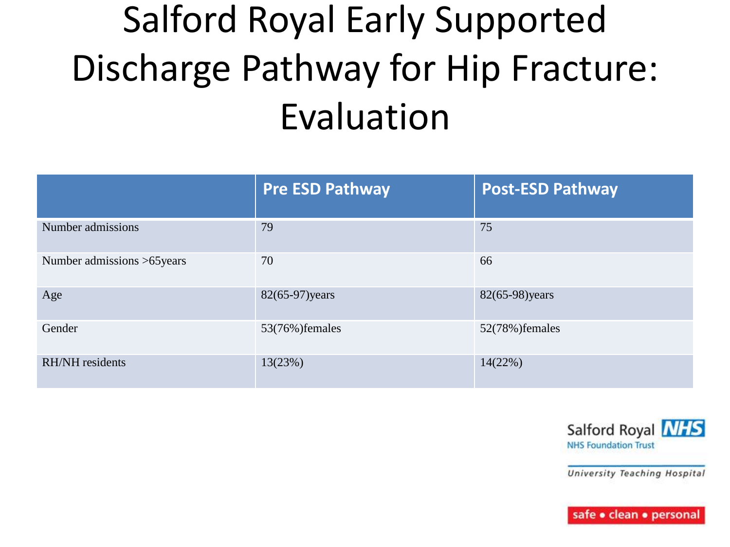# Salford Royal Early Supported Discharge Pathway for Hip Fracture: Evaluation

| | Pre ESD Pathway | Post-ESD Pathway |
|---|---|---|
| Number admissions | 79 | 75 |
| Number admissions >65years | 70 | 66 |
| Age | 82(65-97)years | 82(65-98)years |
| Gender | 53(76%)females | 52(78%)females |
| RH/NH residents | 13(23%) | 14(22%) |

Salford Royal NHS
NHS Foundation Trust

*University Teaching Hospital*

safe • clean • personal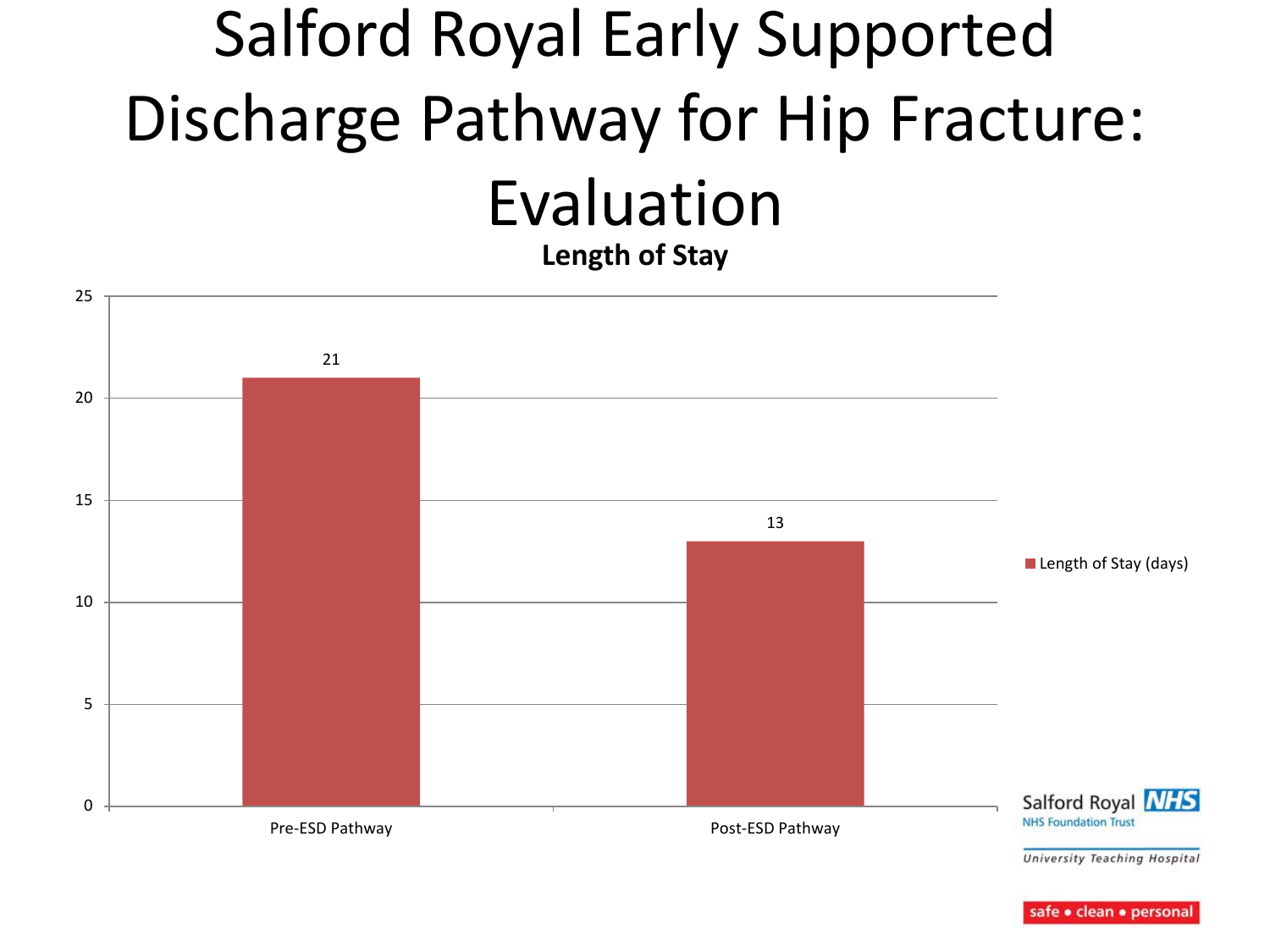# Salford Royal Early Supported Discharge Pathway for Hip Fracture: Evaluation

**Length of Stay**

| | Length of Stay (days) |
|---|---|
| Pre-ESD Pathway | 21 |
| Post-ESD Pathway | 13 |

Salford Royal NHS Foundation Trust

University Teaching Hospital

safe • clean • personal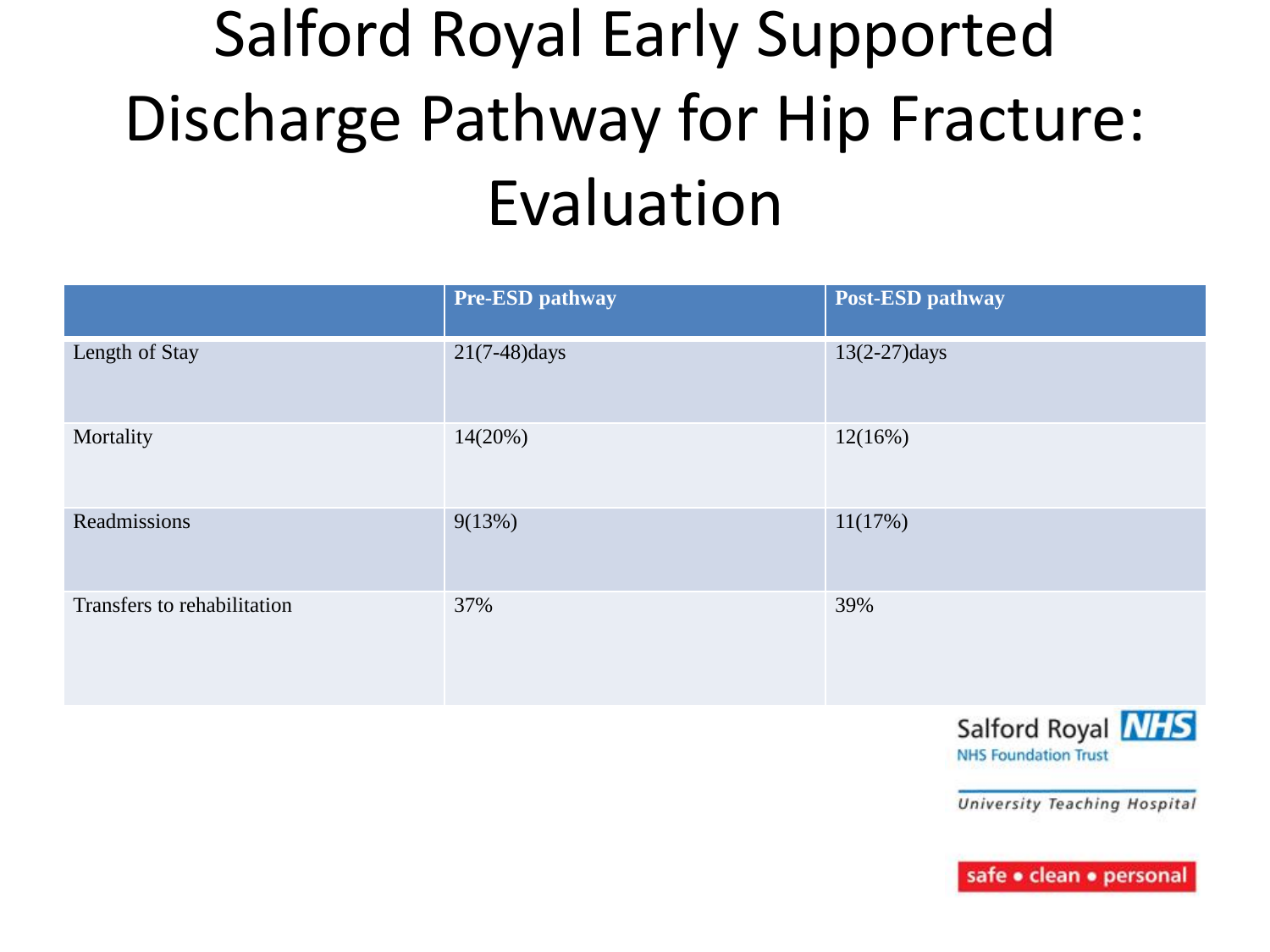# Salford Royal Early Supported Discharge Pathway for Hip Fracture: Evaluation

| | Pre-ESD pathway | Post-ESD pathway |
|---|---|---|
| Length of Stay | 21(7-48)days | 13(2-27)days |
| Mortality | 14(20%) | 12(16%) |
| Readmissions | 9(13%) | 11(17%) |
| Transfers to rehabilitation | 37% | 39% |

Salford Royal NHS
NHS Foundation Trust
University Teaching Hospital
safe • clean • personal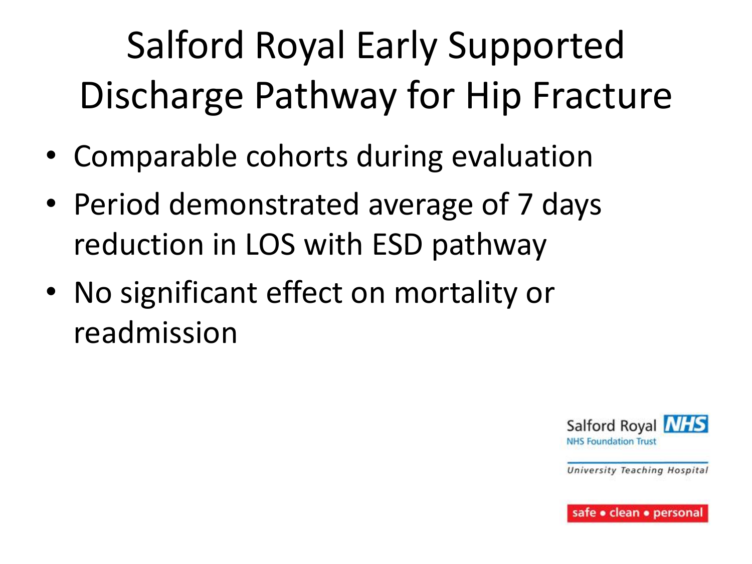# Salford Royal Early Supported Discharge Pathway for Hip Fracture

- Comparable cohorts during evaluation
- Period demonstrated average of 7 days reduction in LOS with ESD pathway
- No significant effect on mortality or readmission

Salford Royal NHS
NHS Foundation Trust

University Teaching Hospital

safe • clean • personal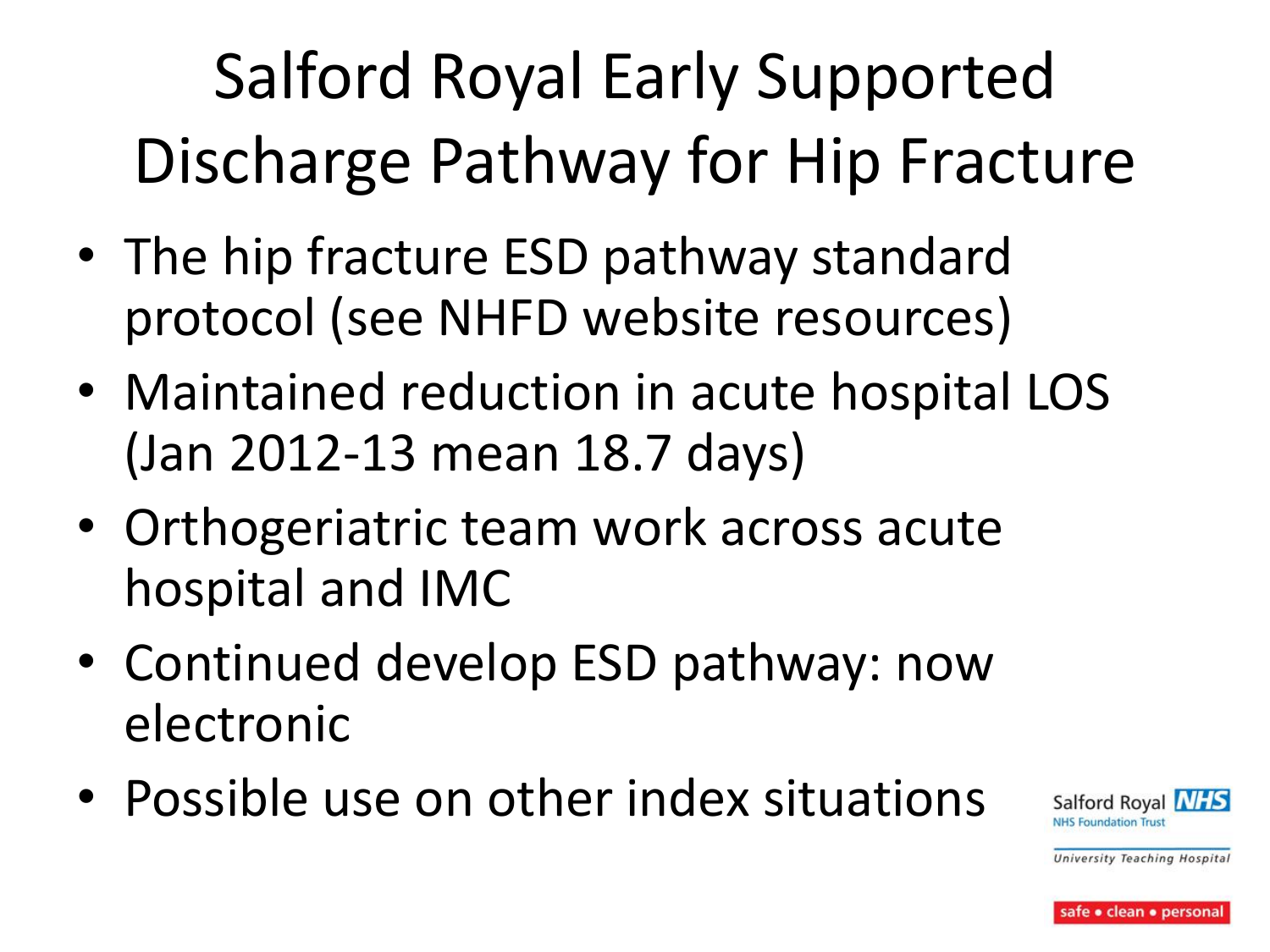# Salford Royal Early Supported Discharge Pathway for Hip Fracture

- The hip fracture ESD pathway standard protocol (see NHFD website resources)
- Maintained reduction in acute hospital LOS (Jan 2012-13 mean 18.7 days)
- Orthogeriatric team work across acute hospital and IMC
- Continued develop ESD pathway: now electronic
- Possible use on other index situations

Salford Royal NHS
NHS Foundation Trust
University Teaching Hospital
safe • clean • personal